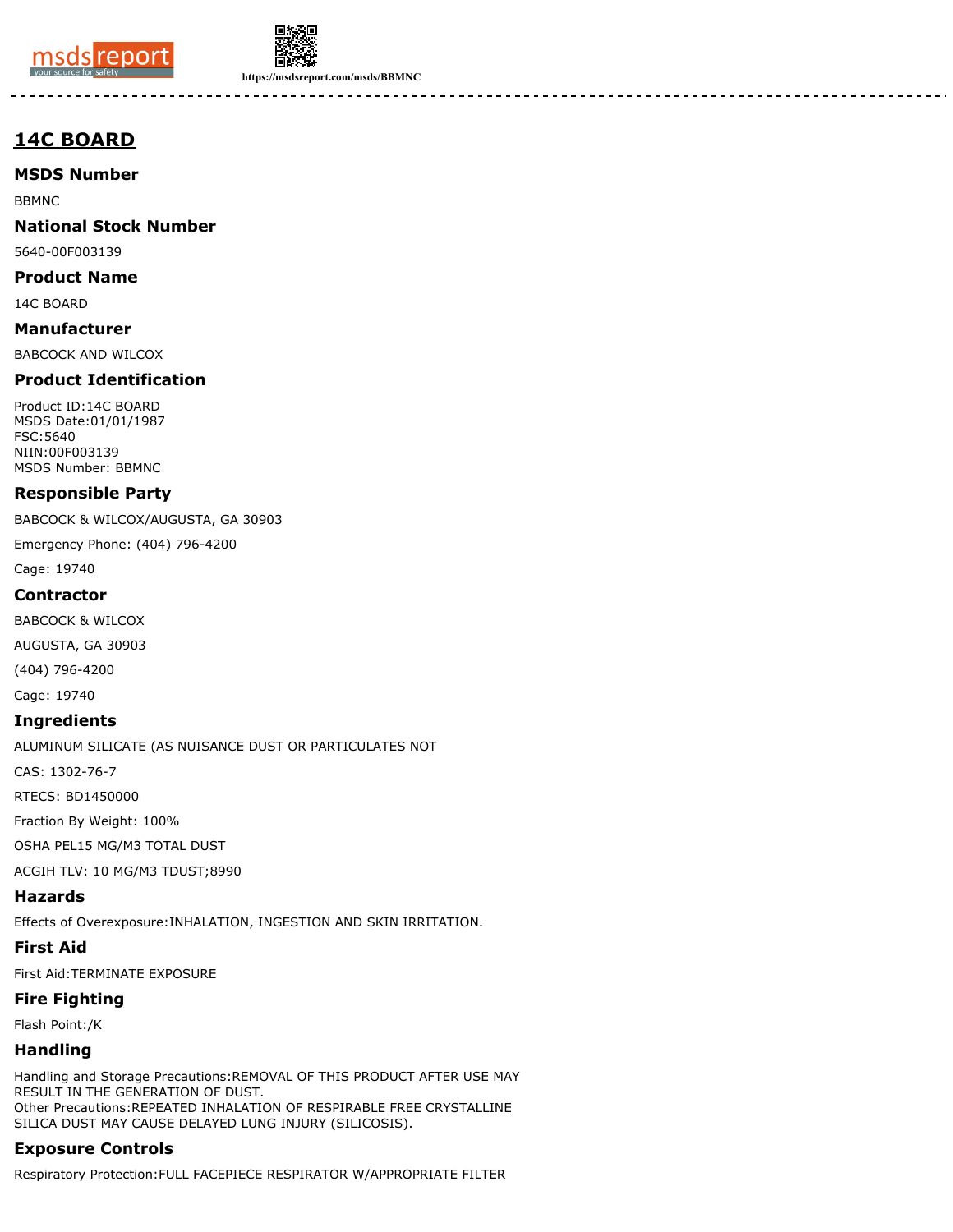# 14C BOARD

## MSDS Number

BBMNC

## National Stock Number

5640-00F003139

## Product Name

14C BOARD

## Manufacturer

BABCOCK AND WILCOX

## Product Identification

Product ID:14C BOARD
MSDS Date:01/01/1987
FSC:5640
NIIN:00F003139
MSDS Number: BBMNC

## Responsible Party

BABCOCK & WILCOX/AUGUSTA, GA 30903

Emergency Phone: (404) 796-4200

Cage: 19740

## Contractor

BABCOCK & WILCOX

AUGUSTA, GA 30903

(404) 796-4200

Cage: 19740

## Ingredients

ALUMINUM SILICATE (AS NUISANCE DUST OR PARTICULATES NOT

CAS: 1302-76-7

RTECS: BD1450000

Fraction By Weight: 100%

OSHA PEL15 MG/M3 TOTAL DUST

ACGIH TLV: 10 MG/M3 TDUST;8990

## Hazards

Effects of Overexposure:INHALATION, INGESTION AND SKIN IRRITATION.

## First Aid

First Aid:TERMINATE EXPOSURE

## Fire Fighting

Flash Point:/K

## Handling

Handling and Storage Precautions:REMOVAL OF THIS PRODUCT AFTER USE MAY RESULT IN THE GENERATION OF DUST.
Other Precautions:REPEATED INHALATION OF RESPIRABLE FREE CRYSTALLINE SILICA DUST MAY CAUSE DELAYED LUNG INJURY (SILICOSIS).

## Exposure Controls

Respiratory Protection:FULL FACEPIECE RESPIRATOR W/APPROPRIATE FILTER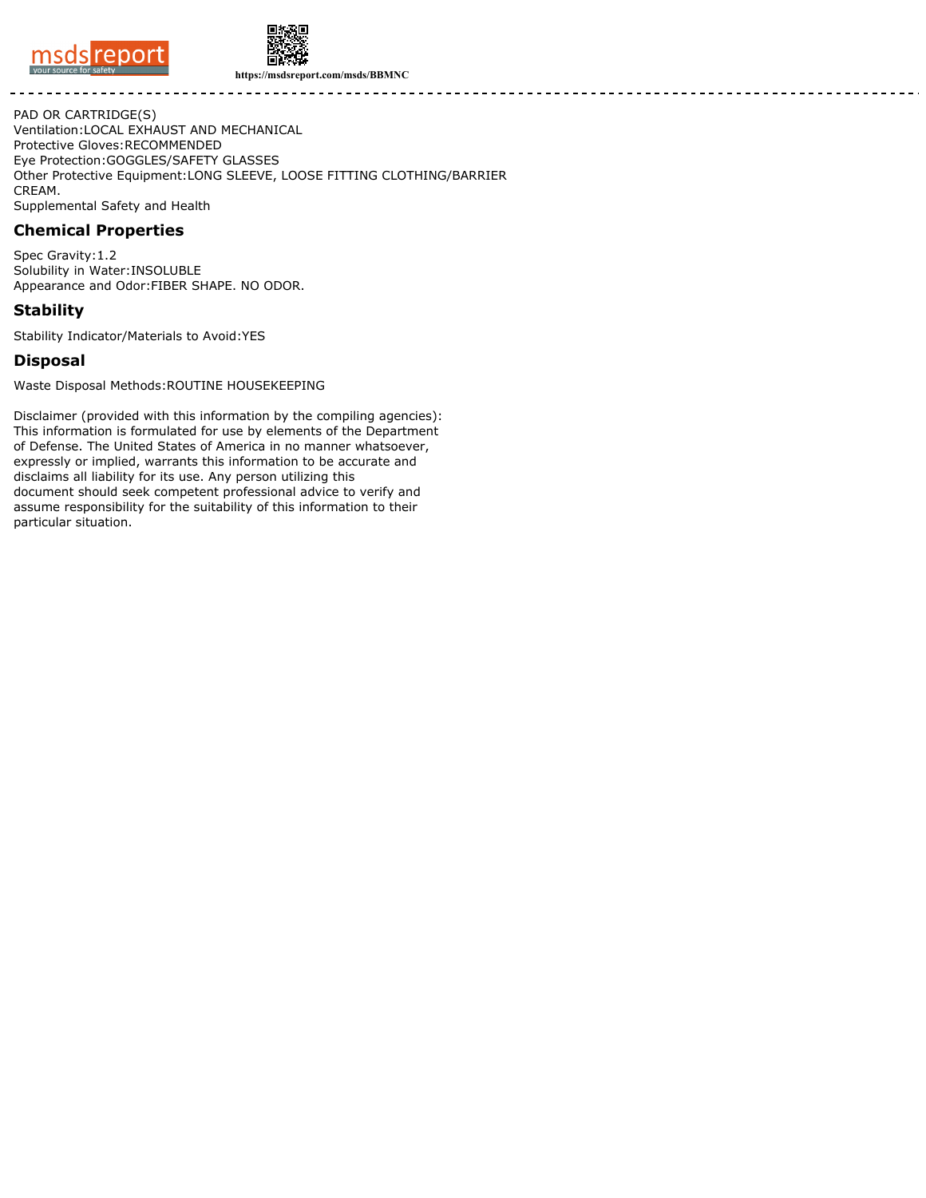PAD OR CARTRIDGE(S)
Ventilation:LOCAL EXHAUST AND MECHANICAL
Protective Gloves:RECOMMENDED
Eye Protection:GOGGLES/SAFETY GLASSES
Other Protective Equipment:LONG SLEEVE, LOOSE FITTING CLOTHING/BARRIER CREAM.
Supplemental Safety and Health

## Chemical Properties

Spec Gravity:1.2
Solubility in Water:INSOLUBLE
Appearance and Odor:FIBER SHAPE. NO ODOR.

## Stability

Stability Indicator/Materials to Avoid:YES

## Disposal

Waste Disposal Methods:ROUTINE HOUSEKEEPING

Disclaimer (provided with this information by the compiling agencies): This information is formulated for use by elements of the Department of Defense. The United States of America in no manner whatsoever, expressly or implied, warrants this information to be accurate and disclaims all liability for its use. Any person utilizing this document should seek competent professional advice to verify and assume responsibility for the suitability of this information to their particular situation.